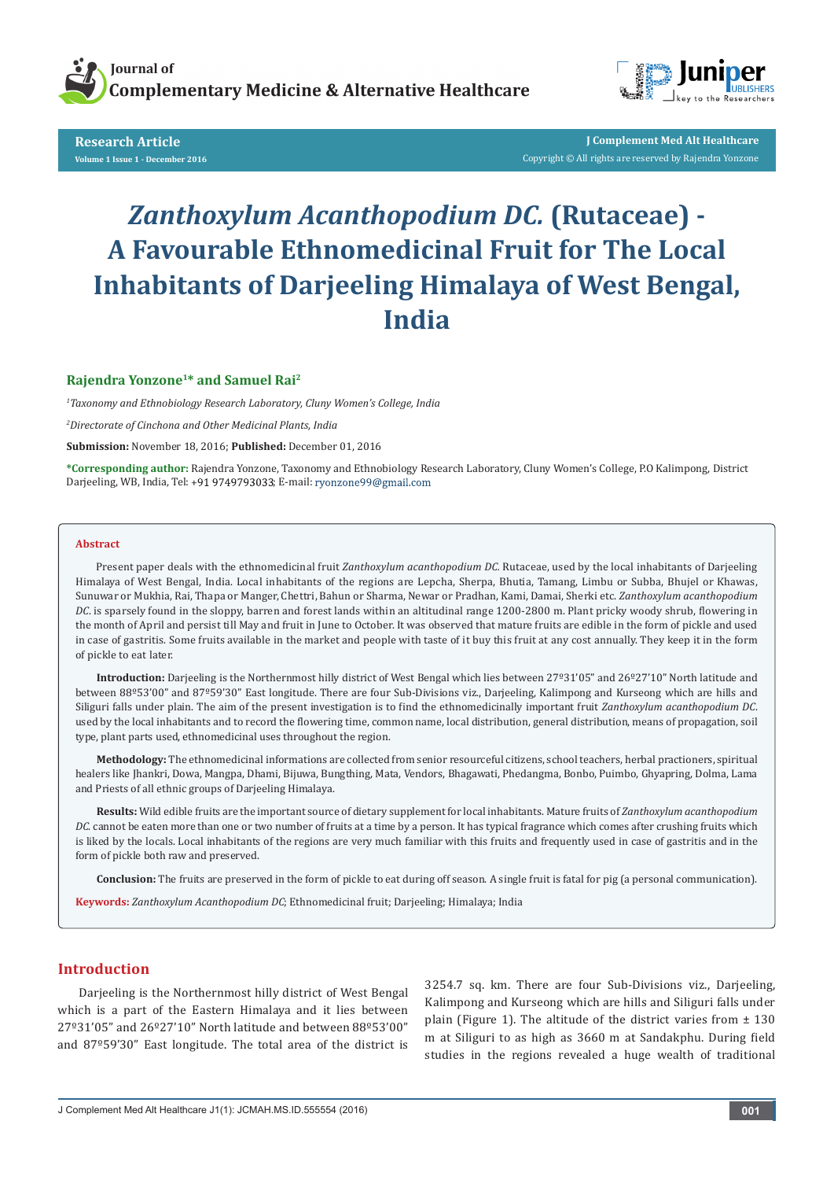Research Article

# *Zanthoxylum Acanthopodium DC.* (Rutaceae) - A Favourable Ethnomedicinal Fruit for The Local Inhabitants of Darjeeling Himalaya of West Bengal, India

**Rajendra Yonzone[1]* and Samuel Rai[2]**

[1]*Taxonomy and Ethnobiology Research Laboratory, Cluny Women's College, India*

[2]*Directorate of Cinchona and Other Medicinal Plants, India*

**Submission:** November 18, 2016; **Published:** December 01, 2016

***Corresponding author:** Rajendra Yonzone, Taxonomy and Ethnobiology Research Laboratory, Cluny Women's College, P.O Kalimpong, District Darjeeling, WB, India, Tel: +91 9749793033; E-mail: ryonzone99@gmail.com

## Abstract

Present paper deals with the ethnomedicinal fruit *Zanthoxylum acanthopodium DC.* Rutaceae, used by the local inhabitants of Darjeeling Himalaya of West Bengal, India. Local inhabitants of the regions are Lepcha, Sherpa, Bhutia, Tamang, Limbu or Subba, Bhujel or Khawas, Sunuwar or Mukhia, Rai, Thapa or Manger, Chettri, Bahun or Sharma, Newar or Pradhan, Kami, Damai, Sherki etc. *Zanthoxylum acanthopodium DC.* is sparsely found in the sloppy, barren and forest lands within an altitudinal range 1200-2800 m. Plant pricky woody shrub, flowering in the month of April and persist till May and fruit in June to October. It was observed that mature fruits are edible in the form of pickle and used in case of gastritis. Some fruits available in the market and people with taste of it buy this fruit at any cost annually. They keep it in the form of pickle to eat later.

**Introduction:** Darjeeling is the Northernmost hilly district of West Bengal which lies between 27º31'05" and 26º27'10" North latitude and between 88º53'00" and 87º59'30" East longitude. There are four Sub-Divisions viz., Darjeeling, Kalimpong and Kurseong which are hills and Siliguri falls under plain. The aim of the present investigation is to find the ethnomedicinally important fruit *Zanthoxylum acanthopodium DC.* used by the local inhabitants and to record the flowering time, common name, local distribution, general distribution, means of propagation, soil type, plant parts used, ethnomedicinal uses throughout the region.

**Methodology:** The ethnomedicinal informations are collected from senior resourceful citizens, school teachers, herbal practioners, spiritual healers like Jhankri, Dowa, Mangpa, Dhami, Bijuwa, Bungthing, Mata, Vendors, Bhagawati, Phedangma, Bonbo, Puimbo, Ghyapring, Dolma, Lama and Priests of all ethnic groups of Darjeeling Himalaya.

**Results:** Wild edible fruits are the important source of dietary supplement for local inhabitants. Mature fruits of *Zanthoxylum acanthopodium DC.* cannot be eaten more than one or two number of fruits at a time by a person. It has typical fragrance which comes after crushing fruits which is liked by the locals. Local inhabitants of the regions are very much familiar with this fruits and frequently used in case of gastritis and in the form of pickle both raw and preserved.

**Conclusion:** The fruits are preserved in the form of pickle to eat during off season. A single fruit is fatal for pig (a personal communication).

**Keywords:** *Zanthoxylum Acanthopodium DC*; Ethnomedicinal fruit; Darjeeling; Himalaya; India

## Introduction

Darjeeling is the Northernmost hilly district of West Bengal which is a part of the Eastern Himalaya and it lies between 27º31'05" and 26º27'10" North latitude and between 88º53'00" and 87º59'30" East longitude. The total area of the district is 3254.7 sq. km. There are four Sub-Divisions viz., Darjeeling, Kalimpong and Kurseong which are hills and Siliguri falls under plain (Figure 1). The altitude of the district varies from ± 130 m at Siliguri to as high as 3660 m at Sandakphu. During field studies in the regions revealed a huge wealth of traditional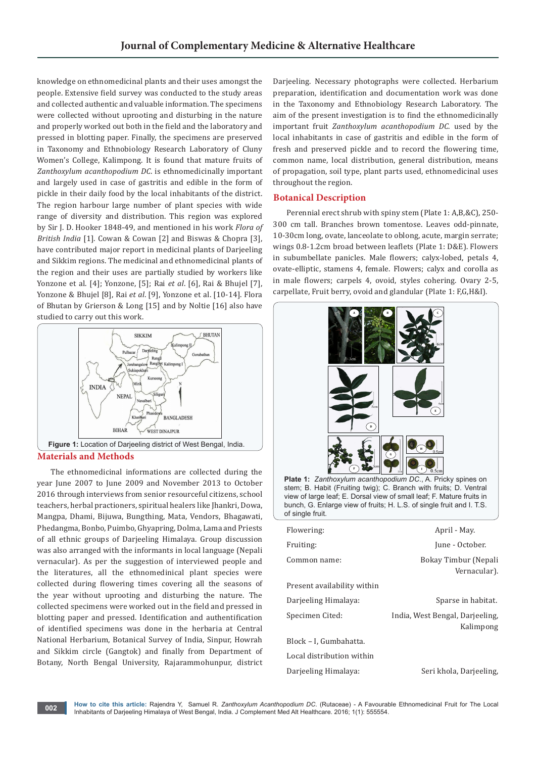knowledge on ethnomedicinal plants and their uses amongst the people. Extensive field survey was conducted to the study areas and collected authentic and valuable information. The specimens were collected without uprooting and disturbing in the nature and properly worked out both in the field and the laboratory and pressed in blotting paper. Finally, the specimens are preserved in Taxonomy and Ethnobiology Research Laboratory of Cluny Women's College, Kalimpong. It is found that mature fruits of *Zanthoxylum acanthopodium DC.* is ethnomedicinally important and largely used in case of gastritis and edible in the form of pickle in their daily food by the local inhabitants of the district. The region harbour large number of plant species with wide range of diversity and distribution. This region was explored by Sir J. D. Hooker 1848-49, and mentioned in his work *Flora of British India* [1]. Cowan & Cowan [2] and Biswas & Chopra [3], have contributed major report in medicinal plants of Darjeeling and Sikkim regions. The medicinal and ethnomedicinal plants of the region and their uses are partially studied by workers like Yonzone et al. [4]; Yonzone, [5]; Rai *et al*. [6], Rai & Bhujel [7], Yonzone & Bhujel [8], Rai *et al*. [9], Yonzone et al. [10-14]. Flora of Bhutan by Grierson & Long [15] and by Noltie [16] also have studied to carry out this work.

**Figure 1:** Location of Darjeeling district of West Bengal, India.

## Materials and Methods

The ethnomedicinal informations are collected during the year June 2007 to June 2009 and November 2013 to October 2016 through interviews from senior resourceful citizens, school teachers, herbal practioners, spiritual healers like Jhankri, Dowa, Mangpa, Dhami, Bijuwa, Bungthing, Mata, Vendors, Bhagawati, Phedangma, Bonbo, Puimbo, Ghyapring, Dolma, Lama and Priests of all ethnic groups of Darjeeling Himalaya. Group discussion was also arranged with the informants in local language (Nepali vernacular). As per the suggestion of interviewed people and the literatures, all the ethnomedinical plant species were collected during flowering times covering all the seasons of the year without uprooting and disturbing the nature. The collected specimens were worked out in the field and pressed in blotting paper and pressed. Identification and authentification of identified specimens was done in the herbaria at Central National Herbarium, Botanical Survey of India, Sinpur, Howrah and Sikkim circle (Gangtok) and finally from Department of Botany, North Bengal University, Rajarammohunpur, district Darjeeling. Necessary photographs were collected. Herbarium preparation, identification and documentation work was done in the Taxonomy and Ethnobiology Research Laboratory. The aim of the present investigation is to find the ethnomedicinally important fruit *Zanthoxylum acanthopodium DC.* used by the local inhabitants in case of gastritis and edible in the form of fresh and preserved pickle and to record the flowering time, common name, local distribution, general distribution, means of propagation, soil type, plant parts used, ethnomedicinal uses throughout the region.

## Botanical Description

Perennial erect shrub with spiny stem (Plate 1: A,B,&C), 250-300 cm tall. Branches brown tomentose. Leaves odd-pinnate, 10-30cm long, ovate, lanceolate to oblong, acute, margin serrate; wings 0.8-1.2cm broad between leaflets (Plate 1: D&E). Flowers in subumbellate panicles. Male flowers; calyx-lobed, petals 4, ovate-elliptic, stamens 4, female. Flowers; calyx and corolla as in male flowers; carpels 4, ovoid, styles cohering. Ovary 2-5, carpellate, Fruit berry, ovoid and glandular (Plate 1: F,G,H&I).

**Plate 1:** *Zanthoxylum acanthopodium DC.*, A. Pricky spines on stem; B. Habit (Fruiting twig); C. Branch with fruits; D. Ventral view of large leaf; E. Dorsal view of small leaf; F. Mature fruits in bunch, G. Enlarge view of fruits; H. L.S. of single fruit and I. T.S. of single fruit.

| | |
|---|---|
| Flowering: | April - May. |
| Fruiting: | June - October. |
| Common name: | Bokay Timbur (Nepali Vernacular). |
| Present availability within Darjeeling Himalaya: | Sparse in habitat. |
| Specimen Cited: | India, West Bengal, Darjeeling, Kalimpong |
| Block – I, Gumbahatta. | |
| Local distribution within Darjeeling Himalaya: | Seri khola, Darjeeling, |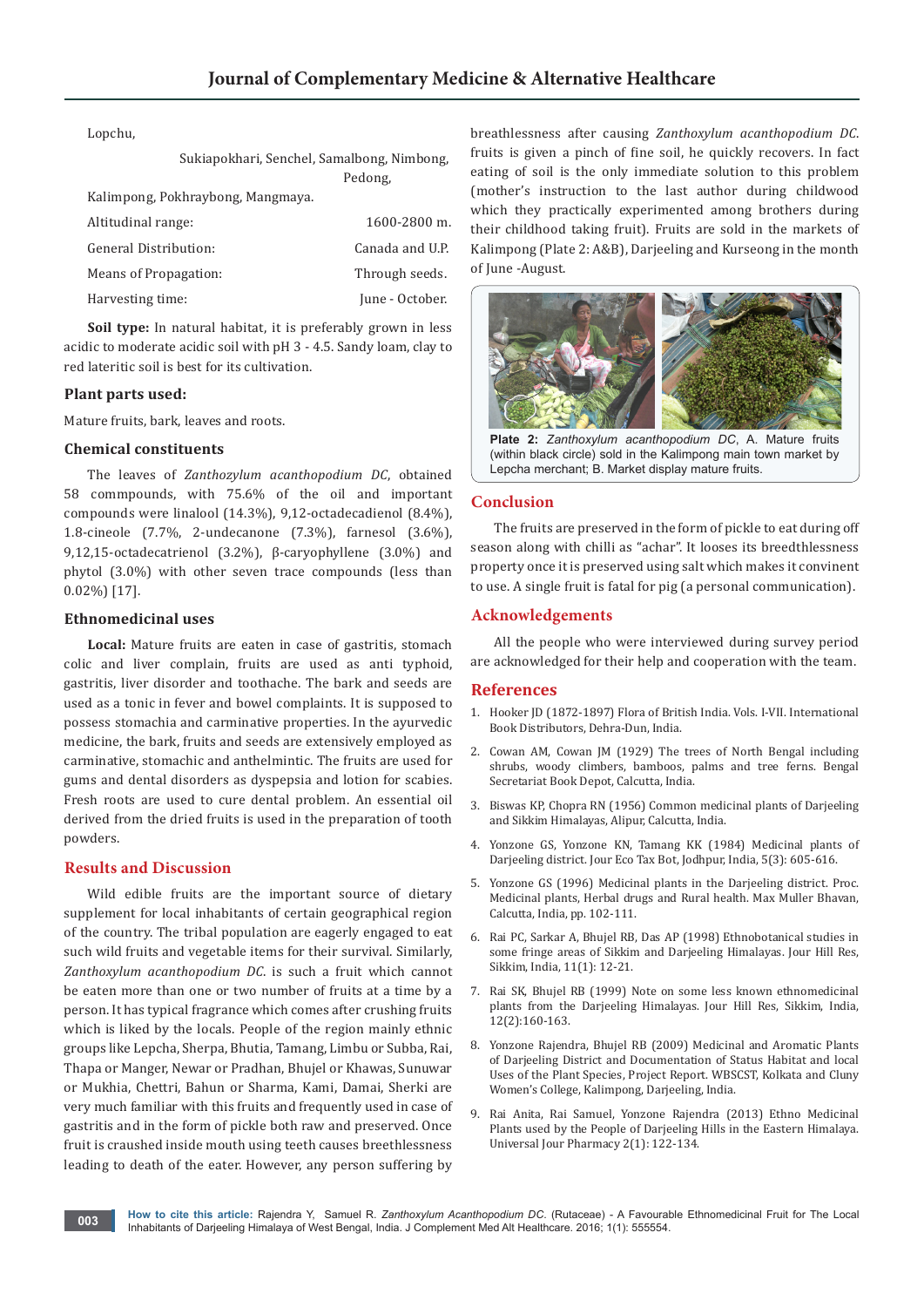Lopchu,

Sukiapokhari, Senchel, Samalbong, Nimbong, Pedong,

Kalimpong, Pokhraybong, Mangmaya.

| | |
|---|---|
| Altitudinal range: | 1600-2800 m. |
| General Distribution: | Canada and U.P. |
| Means of Propagation: | Through seeds. |
| Harvesting time: | June - October. |

**Soil type:** In natural habitat, it is preferably grown in less acidic to moderate acidic soil with pH 3 - 4.5. Sandy loam, clay to red lateritic soil is best for its cultivation.

### Plant parts used:

Mature fruits, bark, leaves and roots.

### Chemical constituents

The leaves of *Zanthozylum acanthopodium DC*, obtained 58 commpounds, with 75.6% of the oil and important compounds were linalool (14.3%), 9,12-octadecadienol (8.4%), 1.8-cineole (7.7%, 2-undecanone (7.3%), farnesol (3.6%), 9,12,15-octadecatrienol (3.2%), β-caryophyllene (3.0%) and phytol (3.0%) with other seven trace compounds (less than 0.02%) [17].

### Ethnomedicinal uses

**Local:** Mature fruits are eaten in case of gastritis, stomach colic and liver complain, fruits are used as anti typhoid, gastritis, liver disorder and toothache. The bark and seeds are used as a tonic in fever and bowel complaints. It is supposed to possess stomachia and carminative properties. In the ayurvedic medicine, the bark, fruits and seeds are extensively employed as carminative, stomachic and anthelmintic. The fruits are used for gums and dental disorders as dyspepsia and lotion for scabies. Fresh roots are used to cure dental problem. An essential oil derived from the dried fruits is used in the preparation of tooth powders.

## Results and Discussion

Wild edible fruits are the important source of dietary supplement for local inhabitants of certain geographical region of the country. The tribal population are eagerly engaged to eat such wild fruits and vegetable items for their survival. Similarly, *Zanthoxylum acanthopodium DC*. is such a fruit which cannot be eaten more than one or two number of fruits at a time by a person. It has typical fragrance which comes after crushing fruits which is liked by the locals. People of the region mainly ethnic groups like Lepcha, Sherpa, Bhutia, Tamang, Limbu or Subba, Rai, Thapa or Manger, Newar or Pradhan, Bhujel or Khawas, Sunuwar or Mukhia, Chettri, Bahun or Sharma, Kami, Damai, Sherki are very much familiar with this fruits and frequently used in case of gastritis and in the form of pickle both raw and preserved. Once fruit is craushed inside mouth using teeth causes breethlessness leading to death of the eater. However, any person suffering by breathlessness after causing *Zanthoxylum acanthopodium DC*. fruits is given a pinch of fine soil, he quickly recovers. In fact eating of soil is the only immediate solution to this problem (mother's instruction to the last author during childwood which they practically experimented among brothers during their childhood taking fruit). Fruits are sold in the markets of Kalimpong (Plate 2: A&B), Darjeeling and Kurseong in the month of June -August.

**Plate 2:** *Zanthoxylum acanthopodium DC*, A. Mature fruits (within black circle) sold in the Kalimpong main town market by Lepcha merchant; B. Market display mature fruits.

## Conclusion

The fruits are preserved in the form of pickle to eat during off season along with chilli as "achar". It looses its breedthlessness property once it is preserved using salt which makes it convinent to use. A single fruit is fatal for pig (a personal communication).

## Acknowledgements

All the people who were interviewed during survey period are acknowledged for their help and cooperation with the team.

## References

1. Hooker JD (1872-1897) Flora of British India. Vols. I-VII. International Book Distributors, Dehra-Dun, India.
2. Cowan AM, Cowan JM (1929) The trees of North Bengal including shrubs, woody climbers, bamboos, palms and tree ferns. Bengal Secretariat Book Depot, Calcutta, India.
3. Biswas KP, Chopra RN (1956) Common medicinal plants of Darjeeling and Sikkim Himalayas, Alipur, Calcutta, India.
4. Yonzone GS, Yonzone KN, Tamang KK (1984) Medicinal plants of Darjeeling district. Jour Eco Tax Bot, Jodhpur, India, 5(3): 605-616.
5. Yonzone GS (1996) Medicinal plants in the Darjeeling district. Proc. Medicinal plants, Herbal drugs and Rural health. Max Muller Bhavan, Calcutta, India, pp. 102-111.
6. Rai PC, Sarkar A, Bhujel RB, Das AP (1998) Ethnobotanical studies in some fringe areas of Sikkim and Darjeeling Himalayas. Jour Hill Res, Sikkim, India, 11(1): 12-21.
7. Rai SK, Bhujel RB (1999) Note on some less known ethnomedicinal plants from the Darjeeling Himalayas. Jour Hill Res, Sikkim, India, 12(2):160-163.
8. Yonzone Rajendra, Bhujel RB (2009) Medicinal and Aromatic Plants of Darjeeling District and Documentation of Status Habitat and local Uses of the Plant Species, Project Report. WBSCST, Kolkata and Cluny Women's College, Kalimpong, Darjeeling, India.
9. Rai Anita, Rai Samuel, Yonzone Rajendra (2013) Ethno Medicinal Plants used by the People of Darjeeling Hills in the Eastern Himalaya. Universal Jour Pharmacy 2(1): 122-134.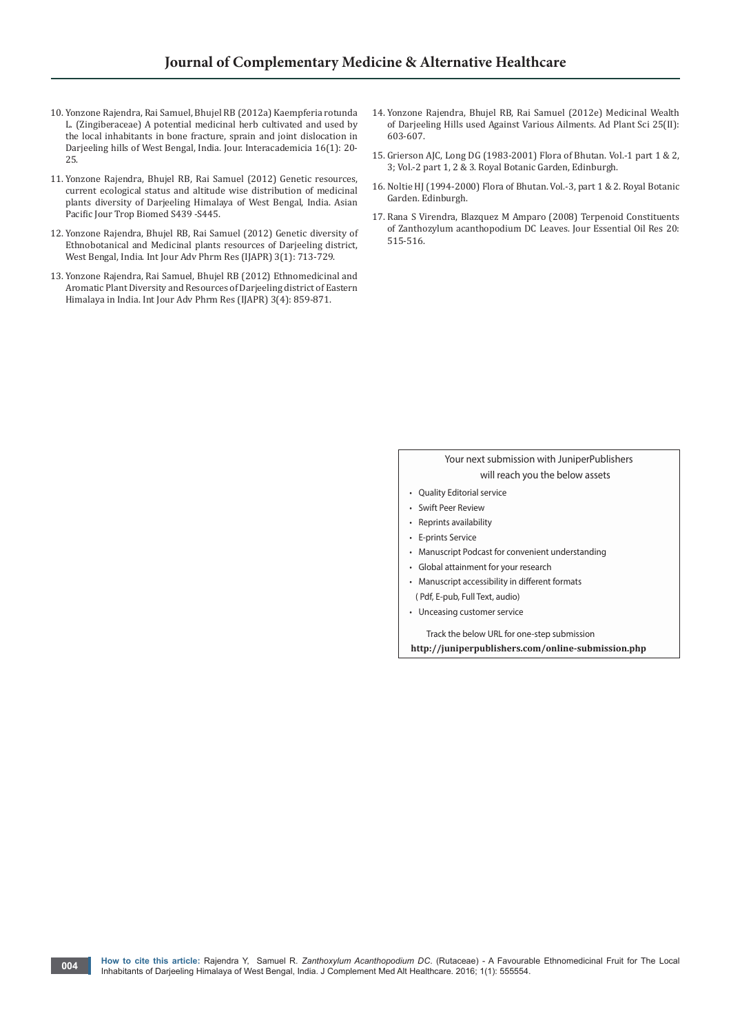10. Yonzone Rajendra, Rai Samuel, Bhujel RB (2012a) Kaempferia rotunda L. (Zingiberaceae) A potential medicinal herb cultivated and used by the local inhabitants in bone fracture, sprain and joint dislocation in Darjeeling hills of West Bengal, India. Jour. Interacademicia 16(1): 20-25.

11. Yonzone Rajendra, Bhujel RB, Rai Samuel (2012) Genetic resources, current ecological status and altitude wise distribution of medicinal plants diversity of Darjeeling Himalaya of West Bengal, India. Asian Pacific Jour Trop Biomed S439 -S445.

12. Yonzone Rajendra, Bhujel RB, Rai Samuel (2012) Genetic diversity of Ethnobotanical and Medicinal plants resources of Darjeeling district, West Bengal, India. Int Jour Adv Phrm Res (IJAPR) 3(1): 713-729.

13. Yonzone Rajendra, Rai Samuel, Bhujel RB (2012) Ethnomedicinal and Aromatic Plant Diversity and Resources of Darjeeling district of Eastern Himalaya in India. Int Jour Adv Phrm Res (IJAPR) 3(4): 859-871.

14. Yonzone Rajendra, Bhujel RB, Rai Samuel (2012e) Medicinal Wealth of Darjeeling Hills used Against Various Ailments. Ad Plant Sci 25(II): 603-607.

15. Grierson AJC, Long DG (1983-2001) Flora of Bhutan. Vol.-1 part 1 & 2, 3; Vol.-2 part 1, 2 & 3. Royal Botanic Garden, Edinburgh.

16. Noltie HJ (1994-2000) Flora of Bhutan. Vol.-3, part 1 & 2. Royal Botanic Garden. Edinburgh.

17. Rana S Virendra, Blazquez M Amparo (2008) Terpenoid Constituents of Zanthozylum acanthopodium DC Leaves. Jour Essential Oil Res 20: 515-516.

Your next submission with JuniperPublishers will reach you the below assets

- Quality Editorial service
- Swift Peer Review
- Reprints availability
- E-prints Service
- Manuscript Podcast for convenient understanding
- Global attainment for your research
- Manuscript accessibility in different formats ( Pdf, E-pub, Full Text, audio)
- Unceasing customer service

Track the below URL for one-step submission
**http://juniperpublishers.com/online-submission.php**

**How to cite this article:** Rajendra Y, Samuel R. *Zanthoxylum Acanthopodium DC*. (Rutaceae) - A Favourable Ethnomedicinal Fruit for The Local Inhabitants of Darjeeling Himalaya of West Bengal, India. J Complement Med Alt Healthcare. 2016; 1(1): 555554.